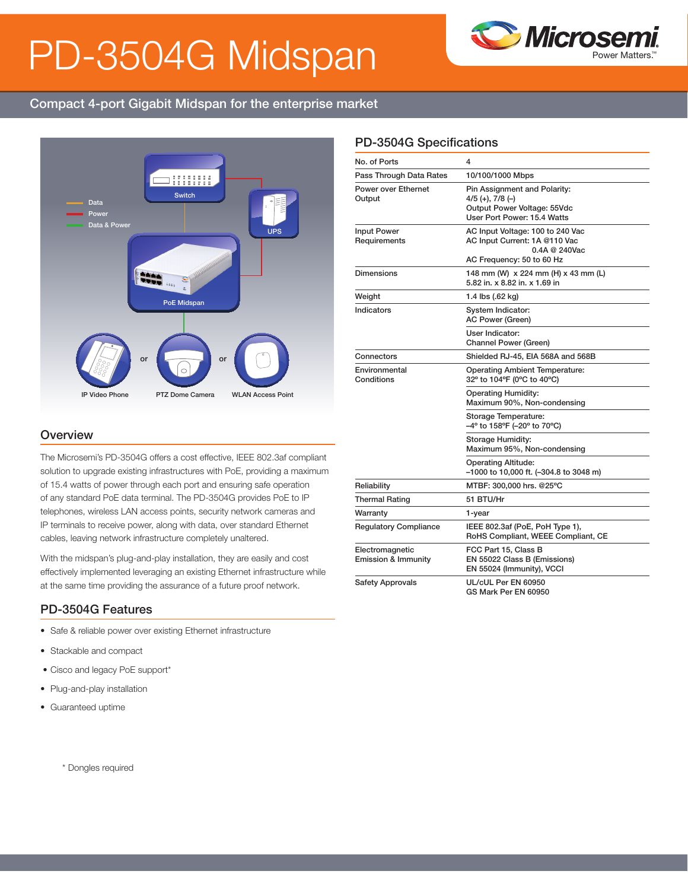# PD-3504G Midspan

Compact 4-port Gigabit Midspan for the enterprise market

## Overview

The Microsemi's PD-3504G offers a cost effective, IEEE 802.3af compliant solution to upgrade existing infrastructures with PoE, providing a maximum of 15.4 watts of power through each port and ensuring safe operation of any standard PoE data terminal. The PD-3504G provides PoE to IP telephones, wireless LAN access points, security network cameras and IP terminals to receive power, along with data, over standard Ethernet cables, leaving network infrastructure completely unaltered.

With the midspan's plug-and-play installation, they are easily and cost effectively implemented leveraging an existing Ethernet infrastructure while at the same time providing the assurance of a future proof network.

## PD-3504G Features

- Safe & reliable power over existing Ethernet infrastructure
- Stackable and compact
- Cisco and legacy PoE support*
- Plug-and-play installation
- Guaranteed uptime

\* Dongles required

## PD-3504G Specifications

| | |
|---|---|
| No. of Ports | 4 |
| Pass Through Data Rates | 10/100/1000 Mbps |
| Power over Ethernet Output | Pin Assignment and Polarity: 4/5 (+), 7/8 (–)<br>Output Power Voltage: 55Vdc<br>User Port Power: 15.4 Watts |
| Input Power Requirements | AC Input Voltage: 100 to 240 Vac<br>AC Input Current: 1A @110 Vac<br>0.4A @ 240Vac<br>AC Frequency: 50 to 60 Hz |
| Dimensions | 148 mm (W) x 224 mm (H) x 43 mm (L)<br>5.82 in. x 8.82 in. x 1.69 in |
| Weight | 1.4 lbs (.62 kg) |
| Indicators | System Indicator: AC Power (Green) |
| | User Indicator: Channel Power (Green) |
| Connectors | Shielded RJ-45, EIA 568A and 568B |
| Environmental Conditions | Operating Ambient Temperature: 32º to 104ºF (0ºC to 40ºC) |
| | Operating Humidity: Maximum 90%, Non-condensing |
| | Storage Temperature: –4º to 158ºF (–20º to 70ºC) |
| | Storage Humidity: Maximum 95%, Non-condensing |
| | Operating Altitude: –1000 to 10,000 ft. (–304.8 to 3048 m) |
| Reliability | MTBF: 300,000 hrs. @25ºC |
| Thermal Rating | 51 BTU/Hr |
| Warranty | 1-year |
| Regulatory Compliance | IEEE 802.3af (PoE, PoH Type 1), RoHS Compliant, WEEE Compliant, CE |
| Electromagnetic Emission & Immunity | FCC Part 15, Class B<br>EN 55022 Class B (Emissions)<br>EN 55024 (Immunity), VCCI |
| Safety Approvals | UL/cUL Per EN 60950<br>GS Mark Per EN 60950 |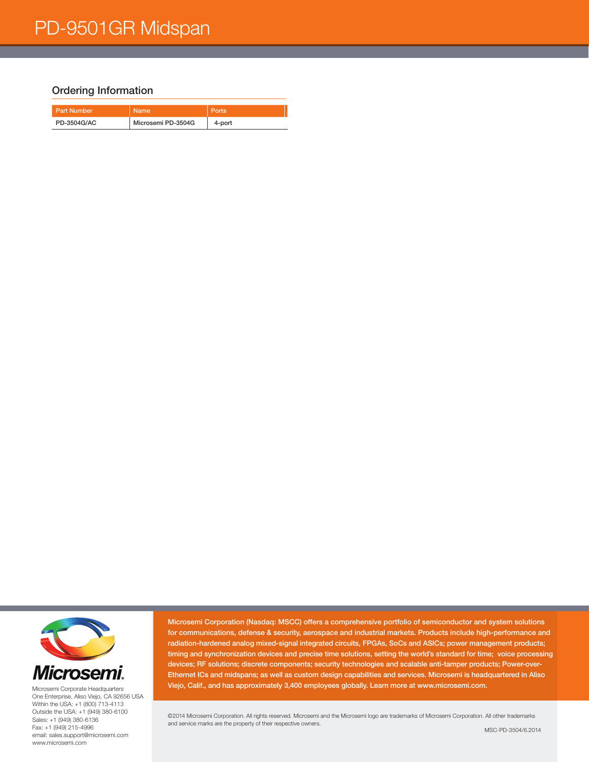## Ordering Information

| Part Number | Name | Ports |
|---|---|---|
| PD-3504G/AC | Microsemi PD-3504G | 4-port |

Microsemi Corporate Headquarters
One Enterprise, Aliso Viejo, CA 92656 USA
Within the USA: +1 (800) 713-4113
Outside the USA: +1 (949) 380-6100
Sales: +1 (949) 380-6136
Fax: +1 (949) 215-4996
email: sales.support@microsemi.com
www.microsemi.com

**Microsemi Corporation (Nasdaq: MSCC) offers a comprehensive portfolio of semiconductor and system solutions for communications, defense & security, aerospace and industrial markets. Products include high-performance and radiation-hardened analog mixed-signal integrated circuits, FPGAs, SoCs and ASICs; power management products; timing and synchronization devices and precise time solutions, setting the world's standard for time; voice processing devices; RF solutions; discrete components; security technologies and scalable anti-tamper products; Power-over-Ethernet ICs and midspans; as well as custom design capabilities and services. Microsemi is headquartered in Aliso Viejo, Calif., and has approximately 3,400 employees globally. Learn more at www.microsemi.com.**

©2014 Microsemi Corporation. All rights reserved. Microsemi and the Microsemi logo are trademarks of Microsemi Corporation. All other trademarks and service marks are the property of their respective owners.

MSC-PD-3504/6.2014